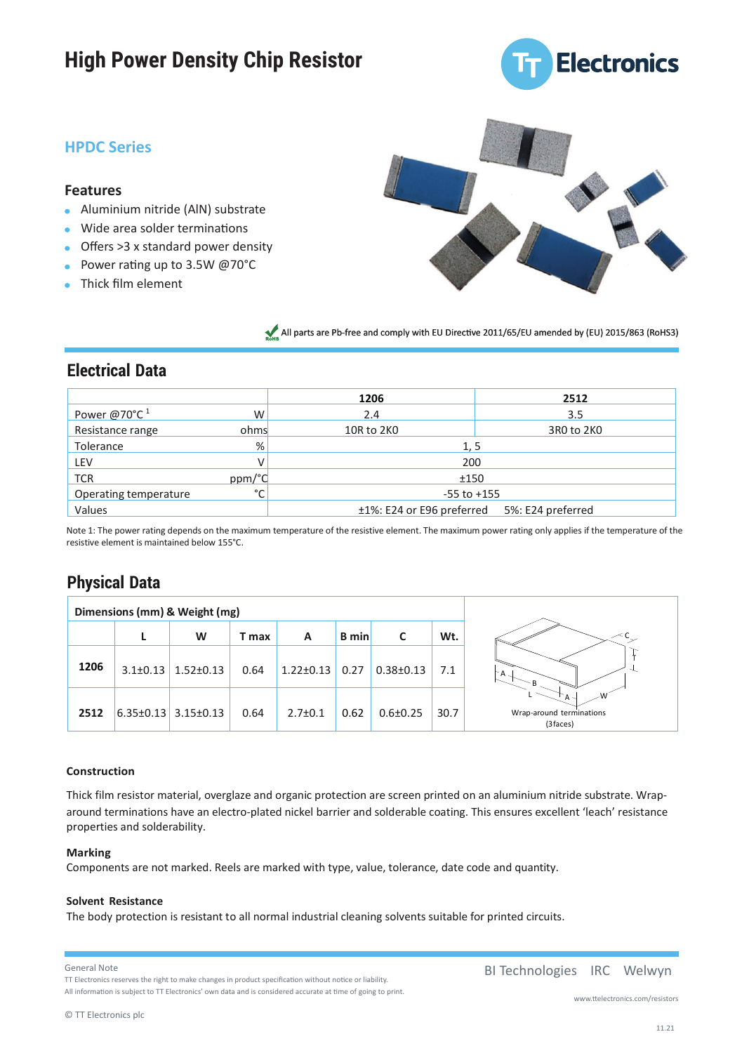# High Power Density Chip Resistor

## HPDC Series

### Features

- Aluminium nitride (AlN) substrate
- Wide area solder terminations
- Offers >3 x standard power density
- Power rating up to 3.5W @70°C
- Thick film element

All parts are Pb-free and comply with EU Directive 2011/65/EU amended by (EU) 2015/863 (RoHS3)

## Electrical Data

| | | 1206 | 2512 |
|---|---|---|---|
| Power @70°C [1] | W | 2.4 | 3.5 |
| Resistance range | ohms | 10R to 2K0 | 3R0 to 2K0 |
| Tolerance | % | 1, 5 | |
| LEV | V | 200 | |
| TCR | ppm/°C | ±150 | |
| Operating temperature | °C | -55 to +155 | |
| Values | | ±1%: E24 or E96 preferred 5%: E24 preferred | |

Note 1: The power rating depends on the maximum temperature of the resistive element. The maximum power rating only applies if the temperature of the resistive element is maintained below 155°C.

## Physical Data

| Dimensions (mm) & Weight (mg) | | | | | | | |
|---|---|---|---|---|---|---|---|
| | L | W | T max | A | B min | C | Wt. |
| **1206** | 3.1±0.13 | 1.52±0.13 | 0.64 | 1.22±0.13 | 0.27 | 0.38±0.13 | 7.1 |
| **2512** | 6.35±0.13 | 3.15±0.13 | 0.64 | 2.7±0.1 | 0.62 | 0.6±0.25 | 30.7 |

Wrap-around terminations (3faces)

### Construction

Thick film resistor material, overglaze and organic protection are screen printed on an aluminium nitride substrate. Wrap-around terminations have an electro-plated nickel barrier and solderable coating. This ensures excellent 'leach' resistance properties and solderability.

### Marking

Components are not marked. Reels are marked with type, value, tolerance, date code and quantity.

### Solvent Resistance

The body protection is resistant to all normal industrial cleaning solvents suitable for printed circuits.

General Note
TT Electronics reserves the right to make changes in product specification without notice or liability.
All information is subject to TT Electronics' own data and is considered accurate at time of going to print.

© TT Electronics plc

BI Technologies IRC Welwyn

www.ttelectronics.com/resistors

11.21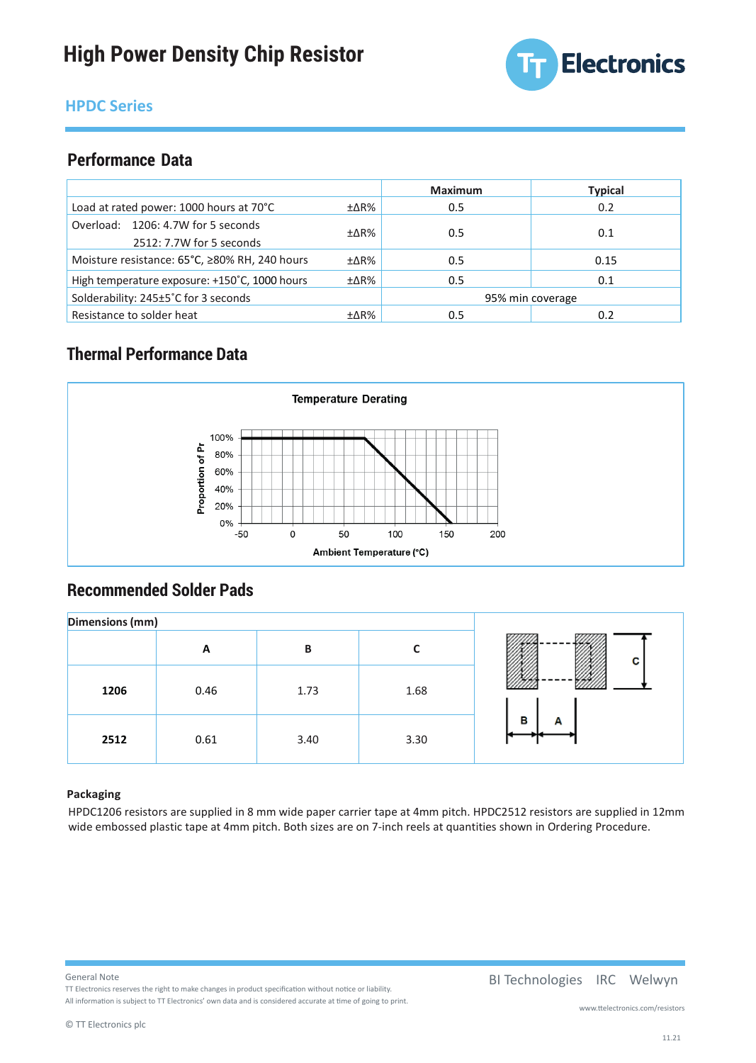# High Power Density Chip Resistor

## HPDC Series

### Performance Data

| | | Maximum | Typical |
|---|---|---|---|
| Load at rated power: 1000 hours at 70°C | ±ΔR% | 0.5 | 0.2 |
| Overload: 1206: 4.7W for 5 seconds<br>2512: 7.7W for 5 seconds | ±ΔR% | 0.5 | 0.1 |
| Moisture resistance: 65°C, ≥80% RH, 240 hours | ±ΔR% | 0.5 | 0.15 |
| High temperature exposure: +150˚C, 1000 hours | ±ΔR% | 0.5 | 0.1 |
| Solderability: 245±5˚C for 3 seconds | | 95% min coverage | |
| Resistance to solder heat | ±ΔR% | 0.5 | 0.2 |

### Thermal Performance Data

Temperature Derating

Proportion of Pr: 100%, 80%, 60%, 40%, 20%, 0%

Ambient Temperature (°C): -50, 0, 50, 100, 150, 200

### Recommended Solder Pads

| Dimensions (mm) | A | B | C |
|---|---|---|---|
| 1206 | 0.46 | 1.73 | 1.68 |
| 2512 | 0.61 | 3.40 | 3.30 |

**Packaging**

HPDC1206 resistors are supplied in 8 mm wide paper carrier tape at 4mm pitch. HPDC2512 resistors are supplied in 12mm wide embossed plastic tape at 4mm pitch. Both sizes are on 7-inch reels at quantities shown in Ordering Procedure.

General Note
TT Electronics reserves the right to make changes in product specification without notice or liability.
All information is subject to TT Electronics' own data and is considered accurate at time of going to print.

© TT Electronics plc

BI Technologies IRC Welwyn

www.ttelectronics.com/resistors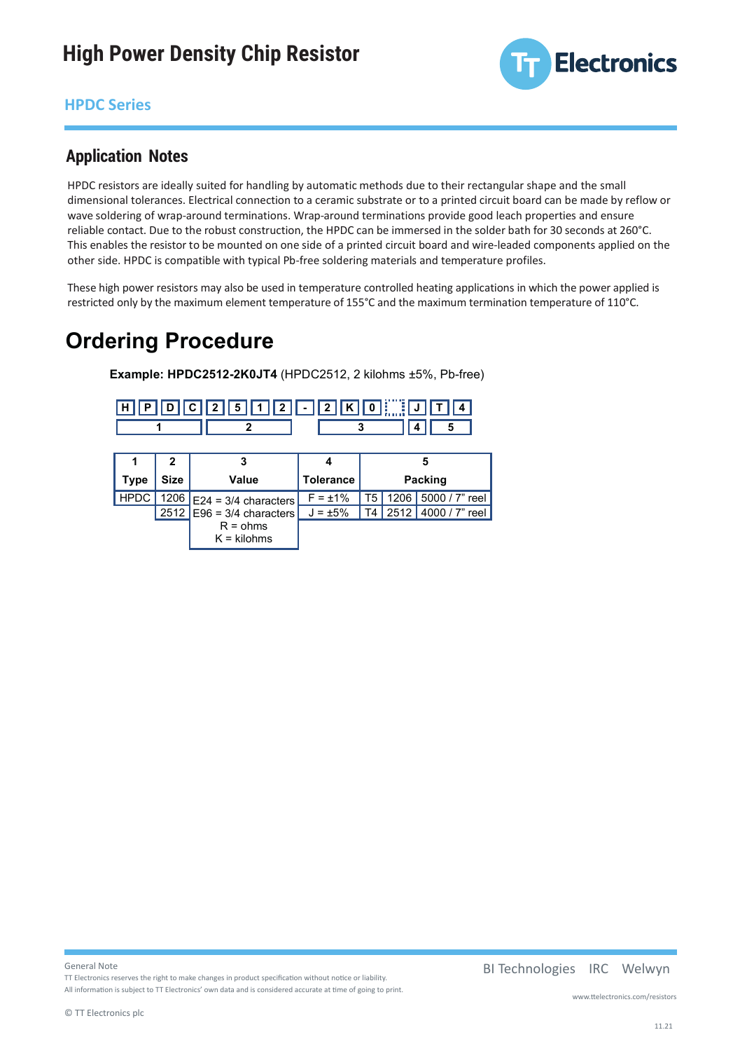# High Power Density Chip Resistor

## HPDC Series

## Application Notes

HPDC resistors are ideally suited for handling by automatic methods due to their rectangular shape and the small dimensional tolerances. Electrical connection to a ceramic substrate or to a printed circuit board can be made by reflow or wave soldering of wrap-around terminations. Wrap-around terminations provide good leach properties and ensure reliable contact. Due to the robust construction, the HPDC can be immersed in the solder bath for 30 seconds at 260°C. This enables the resistor to be mounted on one side of a printed circuit board and wire-leaded components applied on the other side. HPDC is compatible with typical Pb-free soldering materials and temperature profiles.

These high power resistors may also be used in temperature controlled heating applications in which the power applied is restricted only by the maximum element temperature of 155°C and the maximum termination temperature of 110°C.

# Ordering Procedure

**Example: HPDC2512-2K0JT4** (HPDC2512, 2 kilohms ±5%, Pb-free)

| H | P | D | C | 2 | 5 | 1 | 2 | - | 2 | K | 0 | | J | T | 4 |
|---|---|---|---|---|---|---|---|---|---|---|---|---|---|---|---|
| 1 | | | | 2 | | | | | 3 | | | | 4 | 5 | |

| 1<br>Type | 2<br>Size | 3<br>Value | 4<br>Tolerance | 5<br>Packing | | |
|---|---|---|---|---|---|---|
| HPDC | 1206 | E24 = 3/4 characters | F = ±1% | T5 | 1206 | 5000 / 7" reel |
| | 2512 | E96 = 3/4 characters | J = ±5% | T4 | 2512 | 4000 / 7" reel |
| | | R = ohms<br>K = kilohms | | | | |

General Note
TT Electronics reserves the right to make changes in product specification without notice or liability.
All information is subject to TT Electronics' own data and is considered accurate at time of going to print.

© TT Electronics plc

BI Technologies IRC Welwyn

www.ttelectronics.com/resistors

11.21